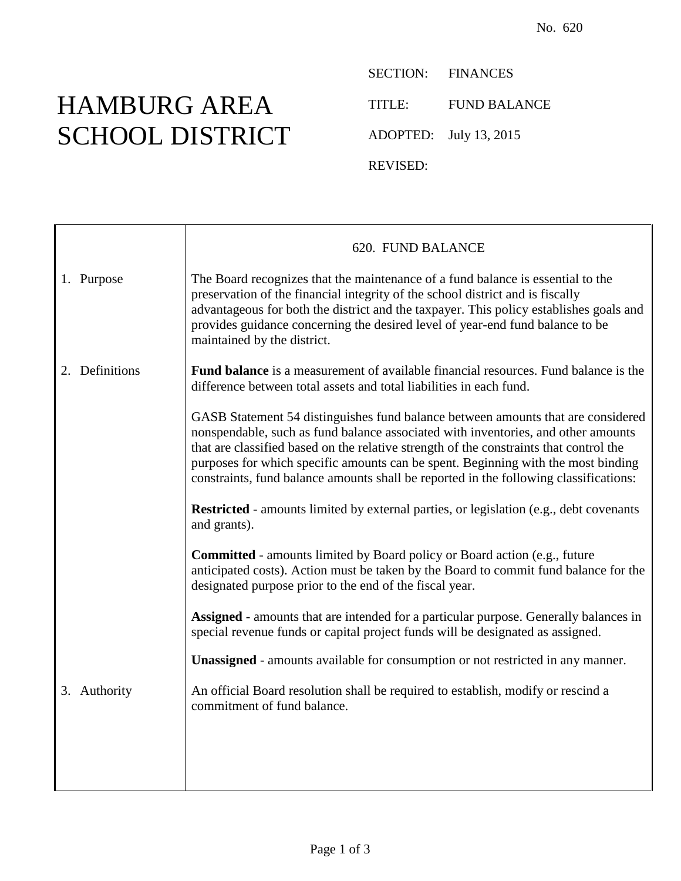No. 620

# HAMBURG AREA SCHOOL DISTRICT

SECTION: FINANCES

TITLE: FUND BALANCE

ADOPTED: July 13, 2015

REVISED:

## 620. FUND BALANCE

**1. Purpose**

The Board recognizes that the maintenance of a fund balance is essential to the preservation of the financial integrity of the school district and is fiscally advantageous for both the district and the taxpayer. This policy establishes goals and provides guidance concerning the desired level of year-end fund balance to be maintained by the district.

**2. Definitions**

**Fund balance** is a measurement of available financial resources. Fund balance is the difference between total assets and total liabilities in each fund.

GASB Statement 54 distinguishes fund balance between amounts that are considered nonspendable, such as fund balance associated with inventories, and other amounts that are classified based on the relative strength of the constraints that control the purposes for which specific amounts can be spent. Beginning with the most binding constraints, fund balance amounts shall be reported in the following classifications:

**Restricted** - amounts limited by external parties, or legislation (e.g., debt covenants and grants).

**Committed** - amounts limited by Board policy or Board action (e.g., future anticipated costs). Action must be taken by the Board to commit fund balance for the designated purpose prior to the end of the fiscal year.

**Assigned** - amounts that are intended for a particular purpose. Generally balances in special revenue funds or capital project funds will be designated as assigned.

**Unassigned** - amounts available for consumption or not restricted in any manner.

**3. Authority**

An official Board resolution shall be required to establish, modify or rescind a commitment of fund balance.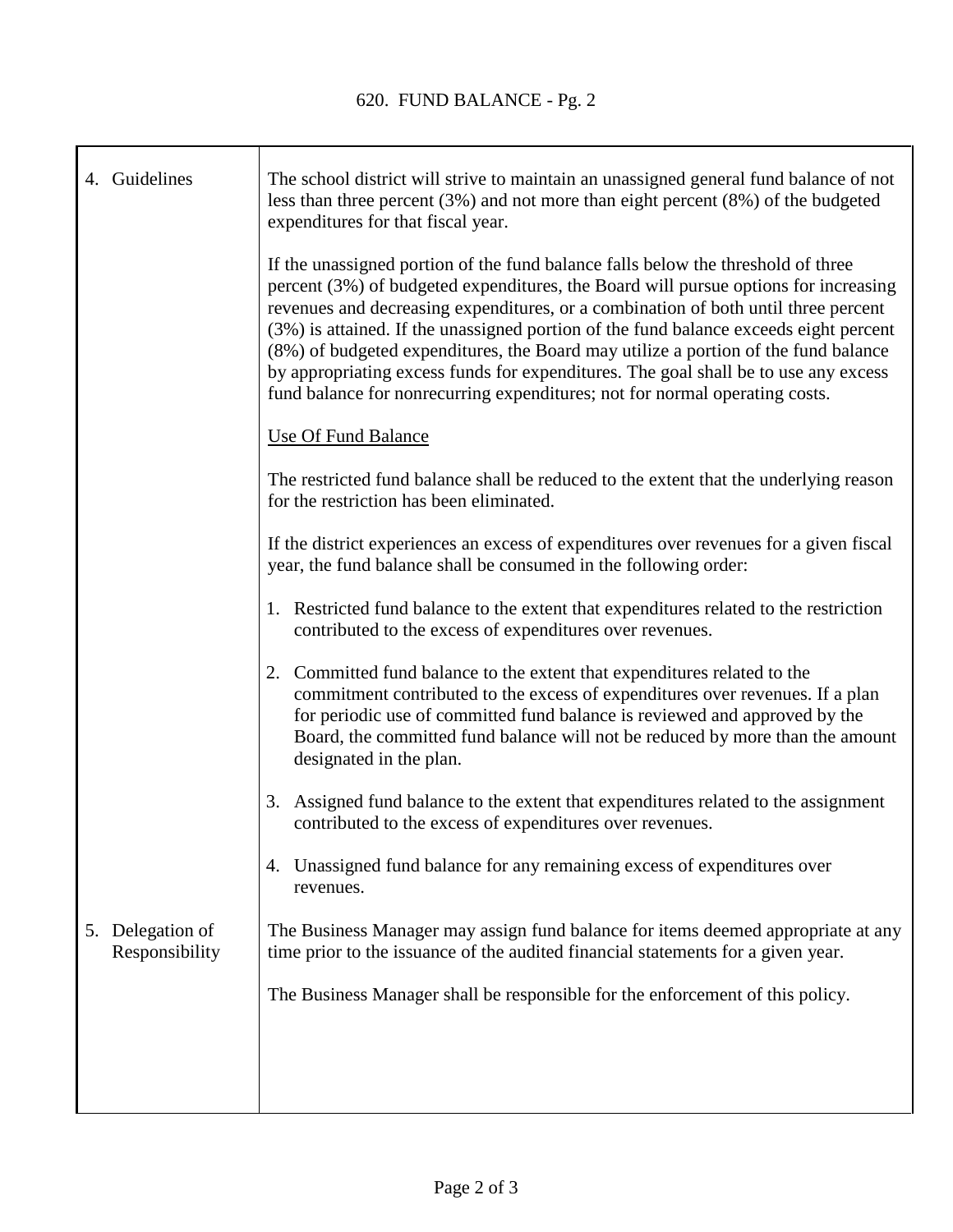## 4. Guidelines

The school district will strive to maintain an unassigned general fund balance of not less than three percent (3%) and not more than eight percent (8%) of the budgeted expenditures for that fiscal year.

If the unassigned portion of the fund balance falls below the threshold of three percent (3%) of budgeted expenditures, the Board will pursue options for increasing revenues and decreasing expenditures, or a combination of both until three percent (3%) is attained. If the unassigned portion of the fund balance exceeds eight percent (8%) of budgeted expenditures, the Board may utilize a portion of the fund balance by appropriating excess funds for expenditures. The goal shall be to use any excess fund balance for nonrecurring expenditures; not for normal operating costs.

<u>Use Of Fund Balance</u>

The restricted fund balance shall be reduced to the extent that the underlying reason for the restriction has been eliminated.

If the district experiences an excess of expenditures over revenues for a given fiscal year, the fund balance shall be consumed in the following order:

1. Restricted fund balance to the extent that expenditures related to the restriction contributed to the excess of expenditures over revenues.

2. Committed fund balance to the extent that expenditures related to the commitment contributed to the excess of expenditures over revenues. If a plan for periodic use of committed fund balance is reviewed and approved by the Board, the committed fund balance will not be reduced by more than the amount designated in the plan.

3. Assigned fund balance to the extent that expenditures related to the assignment contributed to the excess of expenditures over revenues.

4. Unassigned fund balance for any remaining excess of expenditures over revenues.

## 5. Delegation of Responsibility

The Business Manager may assign fund balance for items deemed appropriate at any time prior to the issuance of the audited financial statements for a given year.

The Business Manager shall be responsible for the enforcement of this policy.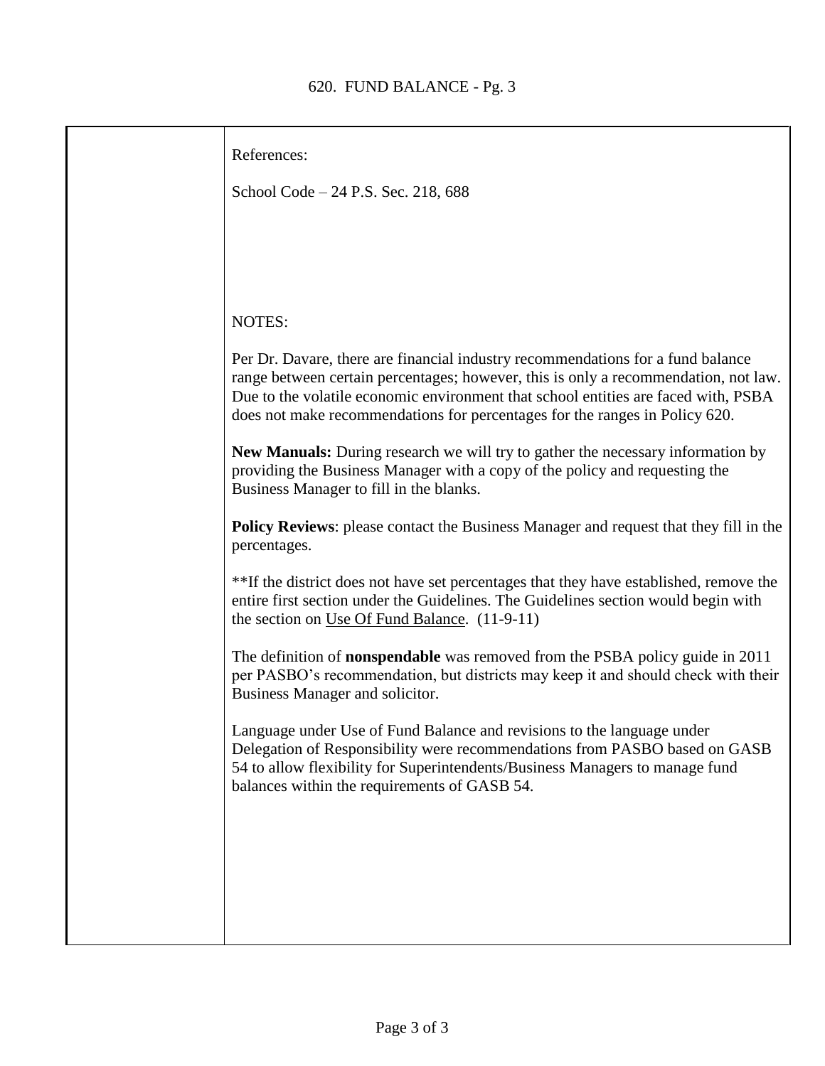References:

School Code – 24 P.S. Sec. 218, 688

NOTES:

Per Dr. Davare, there are financial industry recommendations for a fund balance range between certain percentages; however, this is only a recommendation, not law. Due to the volatile economic environment that school entities are faced with, PSBA does not make recommendations for percentages for the ranges in Policy 620.

**New Manuals:** During research we will try to gather the necessary information by providing the Business Manager with a copy of the policy and requesting the Business Manager to fill in the blanks.

**Policy Reviews**: please contact the Business Manager and request that they fill in the percentages.

**If the district does not have set percentages that they have established, remove the entire first section under the Guidelines. The Guidelines section would begin with the section on <u>Use Of Fund Balance</u>. (11-9-11)

The definition of **nonspendable** was removed from the PSBA policy guide in 2011 per PASBO's recommendation, but districts may keep it and should check with their Business Manager and solicitor.

Language under Use of Fund Balance and revisions to the language under Delegation of Responsibility were recommendations from PASBO based on GASB 54 to allow flexibility for Superintendents/Business Managers to manage fund balances within the requirements of GASB 54.